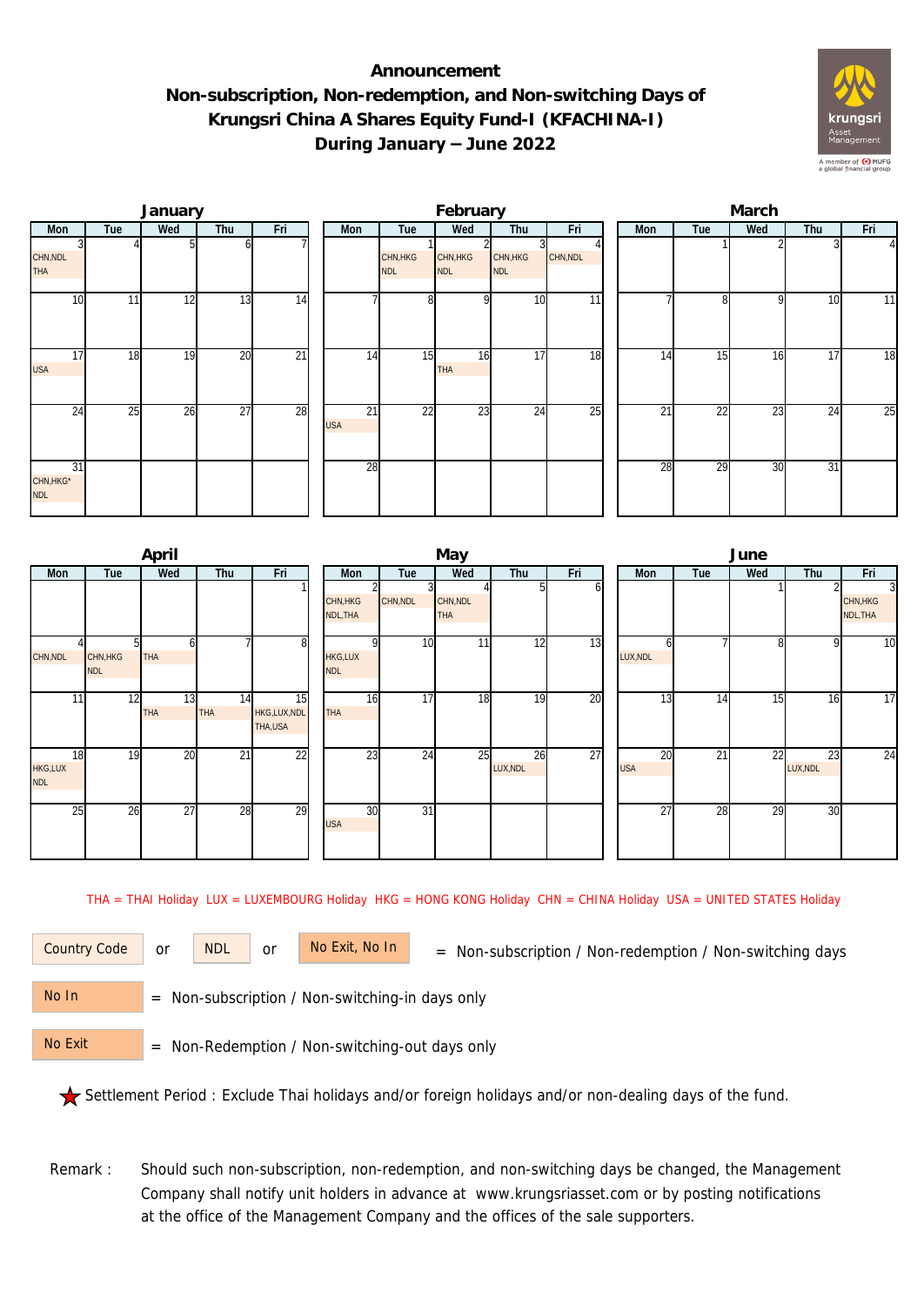# Announcement
# Non-subscription, Non-redemption, and Non-switching Days of Krungsri China A Shares Equity Fund-I (KFACHINA-I) During January – June 2022

### January

| Mon | Tue | Wed | Thu | Fri |
|---|---|---|---|---|
| 3 CHN,NDL THA | 4 | 5 | 6 | 7 |
| 10 | 11 | 12 | 13 | 14 |
| 17 USA | 18 | 19 | 20 | 21 |
| 24 | 25 | 26 | 27 | 28 |
| 31 CHN,HKG* NDL | | | | |

### February

| Mon | Tue | Wed | Thu | Fri |
|---|---|---|---|---|
| | 1 CHN,HKG NDL | 2 CHN,HKG NDL | 3 CHN,HKG NDL | 4 CHN,NDL |
| 7 | 8 | 9 | 10 | 11 |
| 14 | 15 | 16 THA | 17 | 18 |
| 21 USA | 22 | 23 | 24 | 25 |
| 28 | | | | |

### March

| Mon | Tue | Wed | Thu | Fri |
|---|---|---|---|---|
| | 1 | 2 | 3 | 4 |
| 7 | 8 | 9 | 10 | 11 |
| 14 | 15 | 16 | 17 | 18 |
| 21 | 22 | 23 | 24 | 25 |
| 28 | 29 | 30 | 31 | |

### April

| Mon | Tue | Wed | Thu | Fri |
|---|---|---|---|---|
| | | | | 1 |
| 4 CHN,NDL | 5 CHN,HKG NDL | 6 THA | 7 | 8 |
| 11 | 12 | 13 THA | 14 THA | 15 HKG,LUX,NDL THA,USA |
| 18 HKG,LUX NDL | 19 | 20 | 21 | 22 |
| 25 | 26 | 27 | 28 | 29 |

### May

| Mon | Tue | Wed | Thu | Fri |
|---|---|---|---|---|
| 2 CHN,HKG NDL,THA | 3 CHN,NDL | 4 CHN,NDL THA | 5 | 6 |
| 9 HKG,LUX NDL | 10 | 11 | 12 | 13 |
| 16 THA | 17 | 18 | 19 | 20 |
| 23 | 24 | 25 | 26 LUX,NDL | 27 |
| 30 USA | 31 | | | |

### June

| Mon | Tue | Wed | Thu | Fri |
|---|---|---|---|---|
| | | 1 | 2 | 3 CHN,HKG NDL,THA |
| 6 LUX,NDL | 7 | 8 | 9 | 10 |
| 13 | 14 | 15 | 16 | 17 |
| 20 USA | 21 | 22 | 23 LUX,NDL | 24 |
| 27 | 28 | 29 | 30 | |

THA = THAI Holiday LUX = LUXEMBOURG Holiday HKG = HONG KONG Holiday CHN = CHINA Holiday USA = UNITED STATES Holiday

Country Code or NDL or No Exit, No In = Non-subscription / Non-redemption / Non-switching days

No In = Non-subscription / Non-switching-in days only

No Exit = Non-Redemption / Non-switching-out days only

★ Settlement Period : Exclude Thai holidays and/or foreign holidays and/or non-dealing days of the fund.

Remark : Should such non-subscription, non-redemption, and non-switching days be changed, the Management Company shall notify unit holders in advance at www.krungsriasset.com or by posting notifications at the office of the Management Company and the offices of the sale supporters.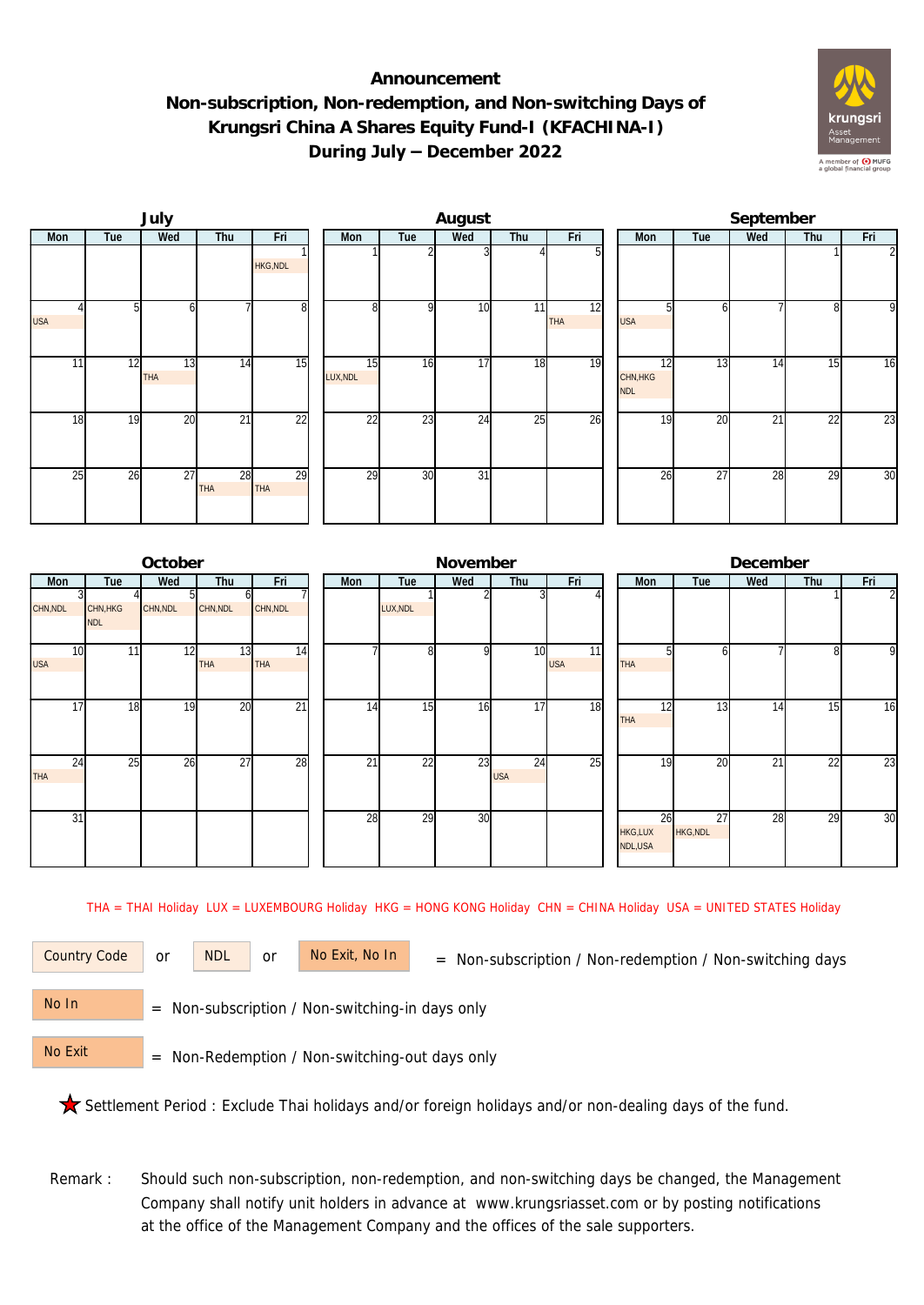**Announcement**
**Non-subscription, Non-redemption, and Non-switching Days of Krungsri China A Shares Equity Fund-I (KFACHINA-I)**
**During July – December 2022**

### July

| Mon | Tue | Wed | Thu | Fri |
|---|---|---|---|---|
| | | | | 1 HKG,NDL |
| 4 USA | 5 | 6 | 7 | 8 |
| 11 | 12 | 13 THA | 14 | 15 |
| 18 | 19 | 20 | 21 | 22 |
| 25 | 26 | 27 | 28 THA | 29 THA |

### August

| Mon | Tue | Wed | Thu | Fri |
|---|---|---|---|---|
| 1 | 2 | 3 | 4 | 5 |
| 8 | 9 | 10 | 11 | 12 THA |
| 15 LUX,NDL | 16 | 17 | 18 | 19 |
| 22 | 23 | 24 | 25 | 26 |
| 29 | 30 | 31 | | |

### September

| Mon | Tue | Wed | Thu | Fri |
|---|---|---|---|---|
| | | | 1 | 2 |
| 5 USA | 6 | 7 | 8 | 9 |
| 12 CHN,HKG NDL | 13 | 14 | 15 | 16 |
| 19 | 20 | 21 | 22 | 23 |
| 26 | 27 | 28 | 29 | 30 |

### October

| Mon | Tue | Wed | Thu | Fri |
|---|---|---|---|---|
| 3 CHN,NDL | 4 CHN,HKG NDL | 5 CHN,NDL | 6 CHN,NDL | 7 CHN,NDL |
| 10 USA | 11 | 12 | 13 THA | 14 THA |
| 17 | 18 | 19 | 20 | 21 |
| 24 THA | 25 | 26 | 27 | 28 |
| 31 | | | | |

### November

| Mon | Tue | Wed | Thu | Fri |
|---|---|---|---|---|
| | 1 LUX,NDL | 2 | 3 | 4 |
| 7 | 8 | 9 | 10 | 11 USA |
| 14 | 15 | 16 | 17 | 18 |
| 21 | 22 | 23 | 24 USA | 25 |
| 28 | 29 | 30 | | |

### December

| Mon | Tue | Wed | Thu | Fri |
|---|---|---|---|---|
| | | | 1 | 2 |
| 5 THA | 6 | 7 | 8 | 9 |
| 12 THA | 13 | 14 | 15 | 16 |
| 19 | 20 | 21 | 22 | 23 |
| 26 HKG,LUX NDL,USA | 27 HKG,NDL | 28 | 29 | 30 |

THA = THAI Holiday LUX = LUXEMBOURG Holiday HKG = HONG KONG Holiday CHN = CHINA Holiday USA = UNITED STATES Holiday

Country Code or NDL or No Exit, No In = Non-subscription / Non-redemption / Non-switching days

No In = Non-subscription / Non-switching-in days only

No Exit = Non-Redemption / Non-switching-out days only

★ Settlement Period : Exclude Thai holidays and/or foreign holidays and/or non-dealing days of the fund.

Remark : Should such non-subscription, non-redemption, and non-switching days be changed, the Management Company shall notify unit holders in advance at www.krungsriasset.com or by posting notifications at the office of the Management Company and the offices of the sale supporters.